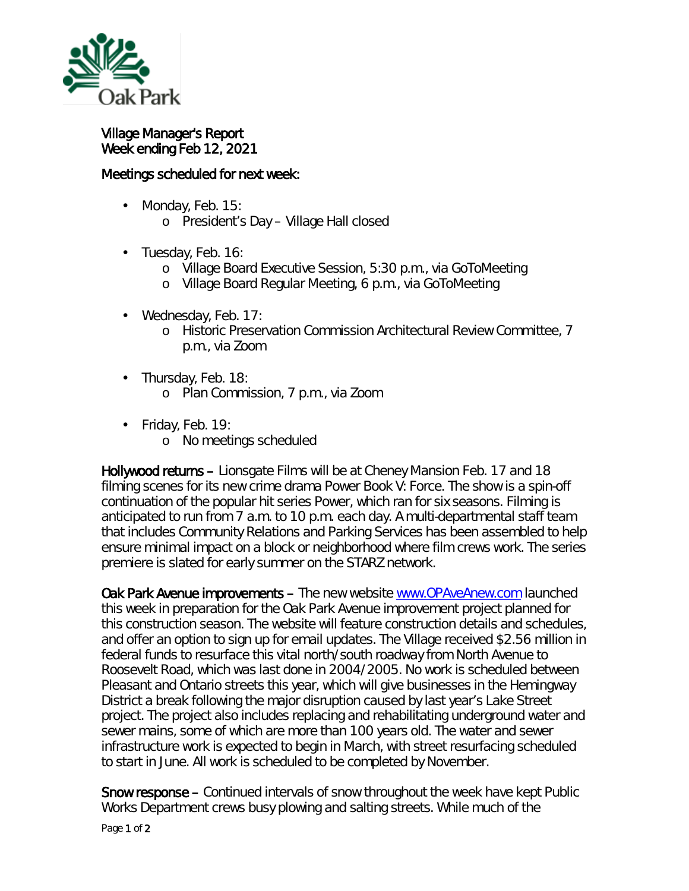Oak Park

**Village Manager's Report**
**Week ending Feb 12, 2021**

**Meetings scheduled for next week:**

- Monday, Feb. 15:
  - President's Day – Village Hall closed
- Tuesday, Feb. 16:
  - Village Board Executive Session, 5:30 p.m., via GoToMeeting
  - Village Board Regular Meeting, 6 p.m., via GoToMeeting
- Wednesday, Feb. 17:
  - Historic Preservation Commission Architectural Review Committee, 7 p.m., via Zoom
- Thursday, Feb. 18:
  - Plan Commission, 7 p.m., via Zoom
- Friday, Feb. 19:
  - No meetings scheduled

**Hollywood returns –** Lionsgate Films will be at Cheney Mansion Feb. 17 and 18 filming scenes for its new crime drama Power Book V: Force. The show is a spin-off continuation of the popular hit series Power, which ran for six seasons. Filming is anticipated to run from 7 a.m. to 10 p.m. each day. A multi-departmental staff team that includes Community Relations and Parking Services has been assembled to help ensure minimal impact on a block or neighborhood where film crews work. The series premiere is slated for early summer on the STARZ network.

**Oak Park Avenue improvements –** The new website [www.OPAveAnew.com](http://www.OPAveAnew.com) launched this week in preparation for the Oak Park Avenue improvement project planned for this construction season. The website will feature construction details and schedules, and offer an option to sign up for email updates. The Village received $2.56 million in federal funds to resurface this vital north/south roadway from North Avenue to Roosevelt Road, which was last done in 2004/2005. No work is scheduled between Pleasant and Ontario streets this year, which will give businesses in the Hemingway District a break following the major disruption caused by last year's Lake Street project. The project also includes replacing and rehabilitating underground water and sewer mains, some of which are more than 100 years old. The water and sewer infrastructure work is expected to begin in March, with street resurfacing scheduled to start in June. All work is scheduled to be completed by November.

**Snow response –** Continued intervals of snow throughout the week have kept Public Works Department crews busy plowing and salting streets. While much of the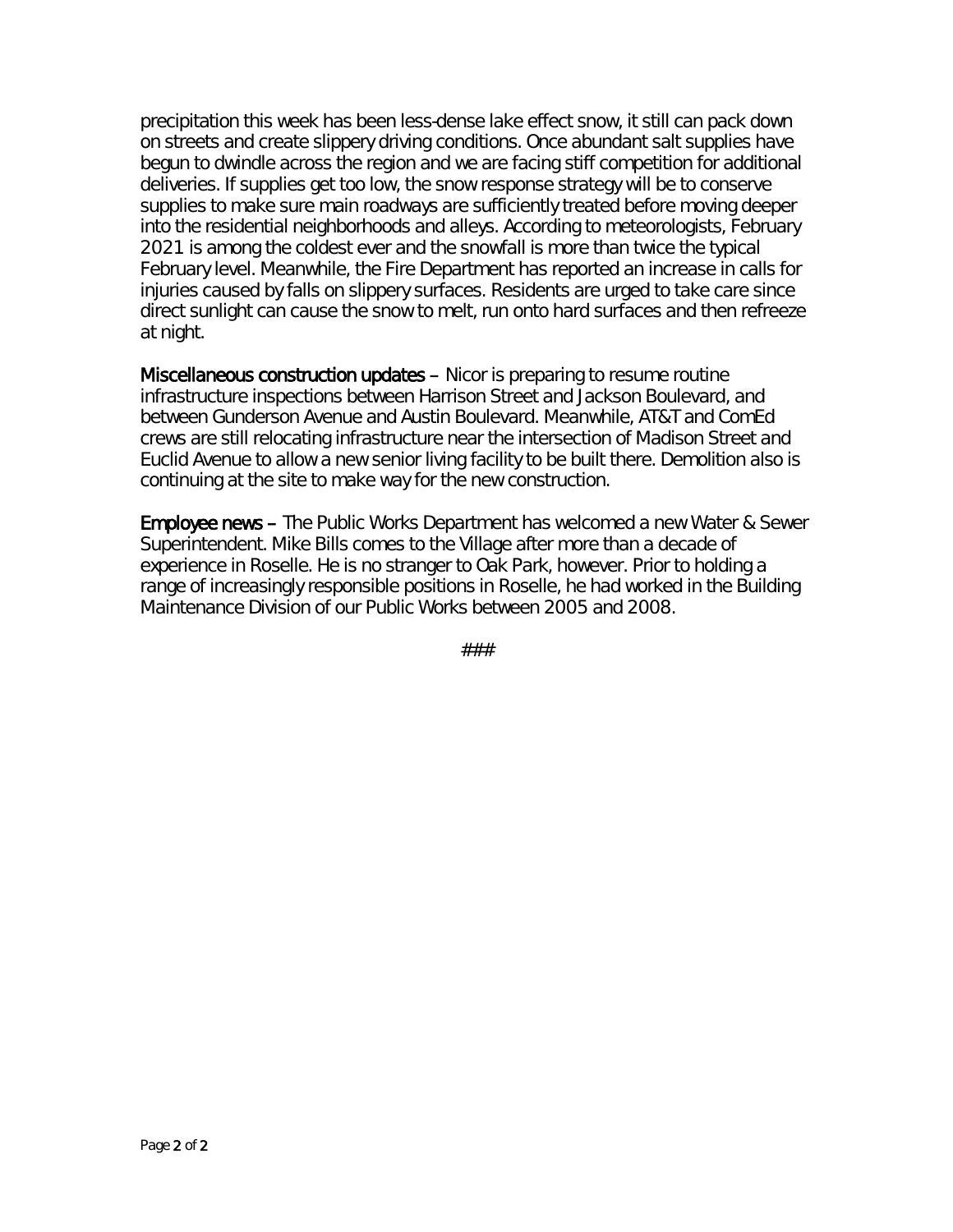precipitation this week has been less-dense lake effect snow, it still can pack down on streets and create slippery driving conditions. Once abundant salt supplies have begun to dwindle across the region and we are facing stiff competition for additional deliveries. If supplies get too low, the snow response strategy will be to conserve supplies to make sure main roadways are sufficiently treated before moving deeper into the residential neighborhoods and alleys. According to meteorologists, February 2021 is among the coldest ever and the snowfall is more than twice the typical February level. Meanwhile, the Fire Department has reported an increase in calls for injuries caused by falls on slippery surfaces. Residents are urged to take care since direct sunlight can cause the snow to melt, run onto hard surfaces and then refreeze at night.

**Miscellaneous construction updates** – Nicor is preparing to resume routine infrastructure inspections between Harrison Street and Jackson Boulevard, and between Gunderson Avenue and Austin Boulevard. Meanwhile, AT&T and ComEd crews are still relocating infrastructure near the intersection of Madison Street and Euclid Avenue to allow a new senior living facility to be built there. Demolition also is continuing at the site to make way for the new construction.

**Employee news** – The Public Works Department has welcomed a new Water & Sewer Superintendent. Mike Bills comes to the Village after more than a decade of experience in Roselle. He is no stranger to Oak Park, however. Prior to holding a range of increasingly responsible positions in Roselle, he had worked in the Building Maintenance Division of our Public Works between 2005 and 2008.

###